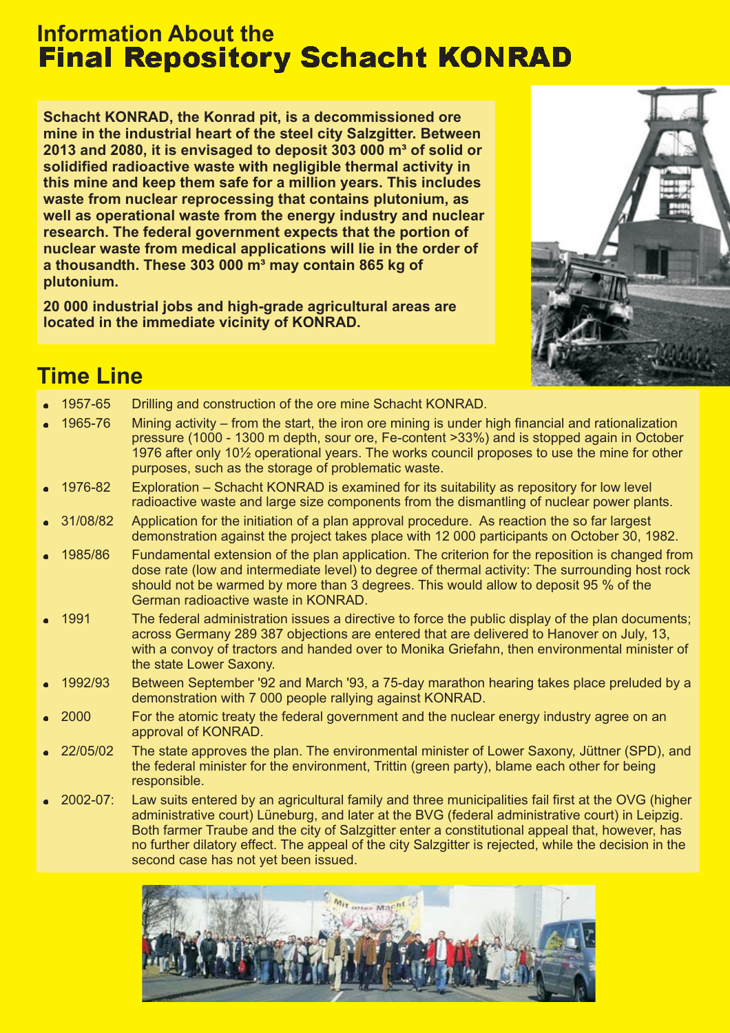# Information About the Final Repository Schacht KONRAD

**Schacht KONRAD, the Konrad pit, is a decommissioned ore mine in the industrial heart of the steel city Salzgitter. Between 2013 and 2080, it is envisaged to deposit 303 000 m³ of solid or solidified radioactive waste with negligible thermal activity in this mine and keep them safe for a million years. This includes waste from nuclear reprocessing that contains plutonium, as well as operational waste from the energy industry and nuclear research. The federal government expects that the portion of nuclear waste from medical applications will lie in the order of a thousandth. These 303 000 m³ may contain 865 kg of plutonium.**

**20 000 industrial jobs and high-grade agricultural areas are located in the immediate vicinity of KONRAD.**

## Time Line

- **1957-65** Drilling and construction of the ore mine Schacht KONRAD.
- **1965-76** Mining activity – from the start, the iron ore mining is under high financial and rationalization pressure (1000 - 1300 m depth, sour ore, Fe-content >33%) and is stopped again in October 1976 after only 10½ operational years. The works council proposes to use the mine for other purposes, such as the storage of problematic waste.
- **1976-82** Exploration – Schacht KONRAD is examined for its suitability as repository for low level radioactive waste and large size components from the dismantling of nuclear power plants.
- **31/08/82** Application for the initiation of a plan approval procedure. As reaction the so far largest demonstration against the project takes place with 12 000 participants on October 30, 1982.
- **1985/86** Fundamental extension of the plan application. The criterion for the reposition is changed from dose rate (low and intermediate level) to degree of thermal activity: The surrounding host rock should not be warmed by more than 3 degrees. This would allow to deposit 95 % of the German radioactive waste in KONRAD.
- **1991** The federal administration issues a directive to force the public display of the plan documents; across Germany 289 387 objections are entered that are delivered to Hanover on July, 13, with a convoy of tractors and handed over to Monika Griefahn, then environmental minister of the state Lower Saxony.
- **1992/93** Between September '92 and March '93, a 75-day marathon hearing takes place preluded by a demonstration with 7 000 people rallying against KONRAD.
- **2000** For the atomic treaty the federal government and the nuclear energy industry agree on an approval of KONRAD.
- **22/05/02** The state approves the plan. The environmental minister of Lower Saxony, Jüttner (SPD), and the federal minister for the environment, Trittin (green party), blame each other for being responsible.
- **2002-07:** Law suits entered by an agricultural family and three municipalities fail first at the OVG (higher administrative court) Lüneburg, and later at the BVG (federal administrative court) in Leipzig. Both farmer Traube and the city of Salzgitter enter a constitutional appeal that, however, has no further dilatory effect. The appeal of the city Salzgitter is rejected, while the decision in the second case has not yet been issued.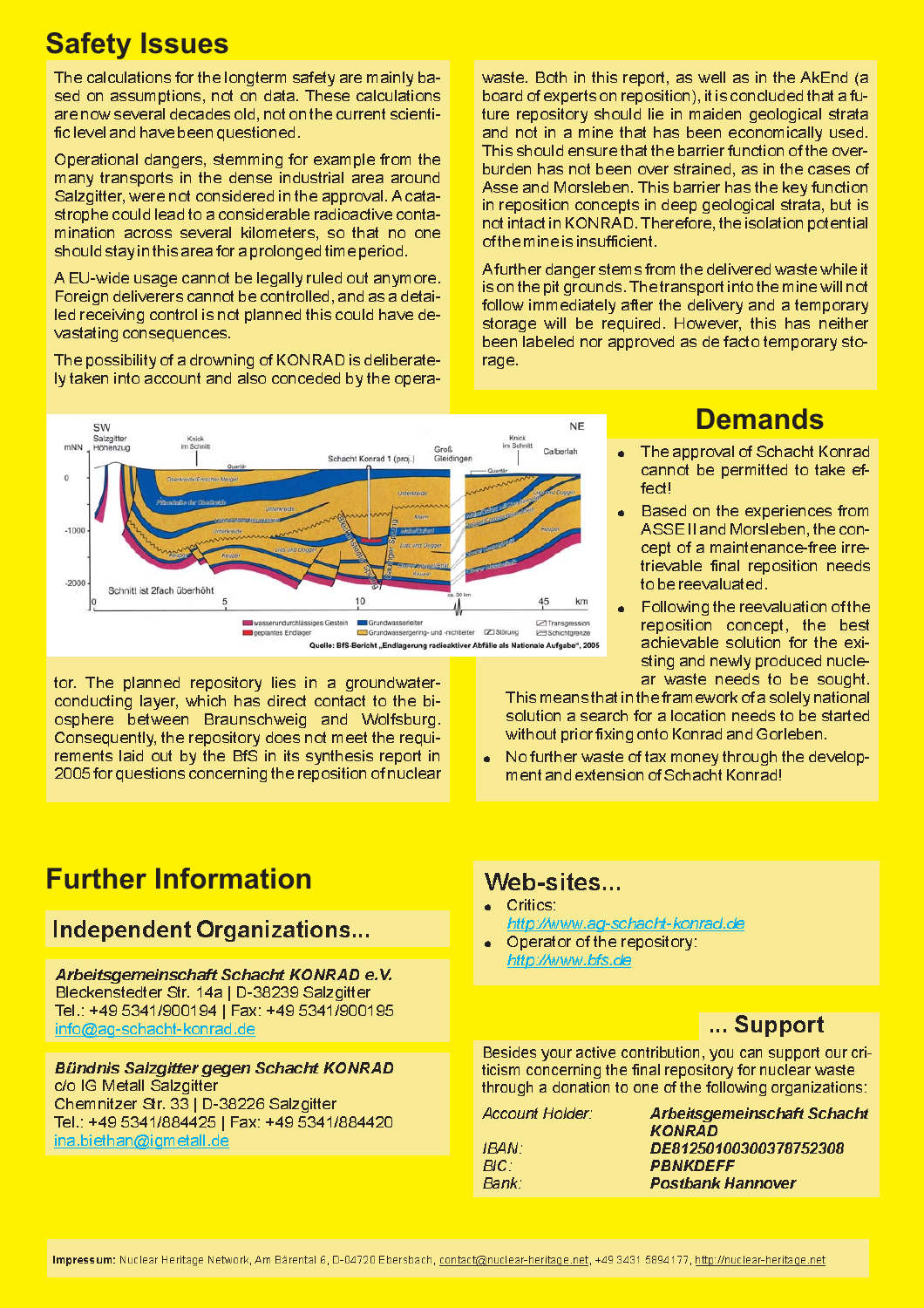## Safety Issues

The calculations for the longterm safety are mainly based on assumptions, not on data. These calculations are now several decades old, not on the current scientific level and have been questioned.

Operational dangers, stemming for example from the many transports in the dense industrial area around Salzgitter, were not considered in the approval. A catastrophe could lead to a considerable radioactive contamination across several kilometers, so that no one should stay in this area for a prolonged time period.

A EU-wide usage cannot be legally ruled out anymore. Foreign deliverers cannot be controlled, and as a detailed receiving control is not planned this could have devastating consequences.

The possibility of a drowning of KONRAD is deliberately taken into account and also conceded by the operator. The planned repository lies in a groundwater-conducting layer, which has direct contact to the biosphere between Braunschweig and Wolfsburg. Consequently, the repository does not meet the requirements laid out by the BfS in its synthesis report in 2005 for questions concerning the reposition of nuclear waste. Both in this report, as well as in the AkEnd (a board of experts on reposition), it is concluded that a future repository should lie in maiden geological strata and not in a mine that has been economically used. This should ensure that the barrier function of the overburden has not been over strained, as in the cases of Asse and Morsleben. This barrier has the key function in reposition concepts in deep geological strata, but is not intact in KONRAD. Therefore, the isolation potential of the mine is insufficient.

A further danger stems from the delivered waste while it is on the pit grounds. The transport into the mine will not follow immediately after the delivery and a temporary storage will be required. However, this has neither been labeled nor approved as de facto temporary storage.

SW
NE
Salzgitter Höhenzug
Knick im Schnitt
Schacht Konrad 1 (proj.)
Groß Gleidingen
Knick im Schnitt
Calberlah
mNN
0
-1000
-2000
Quartär
Schnitt ist 2fach überhöht
0
5
10
45
km
ca. 30 km
wasserundurchlässiges Gestein
geplantes Endlager
Grundwasserleiter
Grundwassergering- und -nichtleiter
Störung
Transgression
Schichtgrenze
Quelle: BfS-Bericht „Endlagerung radioaktiver Abfälle als Nationale Aufgabe", 2005

## Demands

- The approval of Schacht Konrad cannot be permitted to take effect!
- Based on the experiences from ASSE II and Morsleben, the concept of a maintenance-free irretrievable final reposition needs to be reevaluated.
- Following the reevaluation of the reposition concept, the best achievable solution for the existing and newly produced nuclear waste needs to be sought. This means that in the framework of a solely national solution a search for a location needs to be started without prior fixing onto Konrad and Gorleben.
- No further waste of tax money through the development and extension of Schacht Konrad!

## Further Information

### Independent Organizations...

***Arbeitsgemeinschaft Schacht KONRAD e.V.***
Bleckenstedter Str. 14a | D-38239 Salzgitter
Tel.: +49 5341/900194 | Fax: +49 5341/900195
info@ag-schacht-konrad.de

***Bündnis Salzgitter gegen Schacht KONRAD***
c/o IG Metall Salzgitter
Chemnitzer Str. 33 | D-38226 Salzgitter
Tel.: +49 5341/884425 | Fax: +49 5341/884420
ina.biethan@igmetall.de

### Web-sites...

- Critics: http://www.ag-schacht-konrad.de
- Operator of the repository: http://www.bfs.de

### ... Support

Besides your active contribution, you can support our criticism concerning the final repository for nuclear waste through a donation to one of the following organizations:

| | |
|---|---|
| *Account Holder:* | ***Arbeitsgemeinschaft Schacht KONRAD*** |
| *IBAN:* | ***DE81250100300378752308*** |
| *BIC:* | ***PBNKDEFF*** |
| *Bank:* | ***Postbank Hannover*** |

**Impressum:** Nuclear Heritage Network, Am Bärental 6, D-04720 Ebersbach, contact@nuclear-heritage.net, +49 3431 5894177, http://nuclear-heritage.net